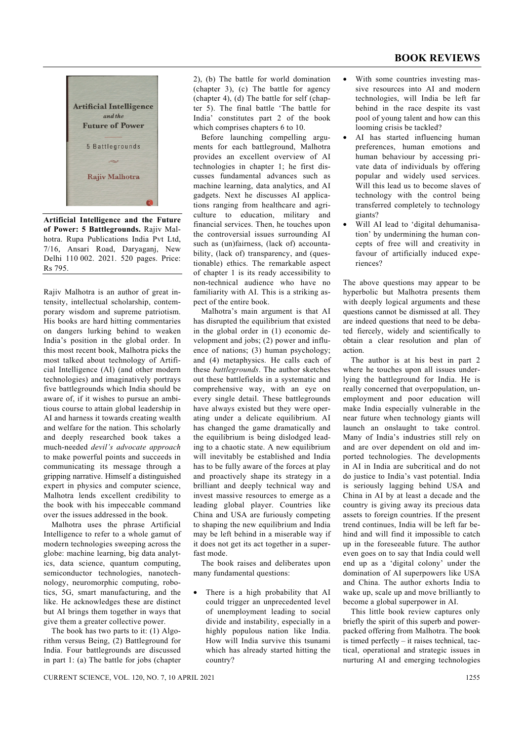## BOOK REVIEWS

**Artificial Intelligence and the Future of Power: 5 Battlegrounds.** Rajiv Malhotra. Rupa Publications India Pvt Ltd, 7/16, Ansari Road, Daryaganj, New Delhi 110 002. 2021. 520 pages. Price: Rs 795.

Rajiv Malhotra is an author of great intensity, intellectual scholarship, contemporary wisdom and supreme patriotism. His books are hard hitting commentaries on dangers lurking behind to weaken India's position in the global order. In this most recent book, Malhotra picks the most talked about technology of Artificial Intelligence (AI) (and other modern technologies) and imaginatively portrays five battlegrounds which India should be aware of, if it wishes to pursue an ambitious course to attain global leadership in AI and harness it towards creating wealth and welfare for the nation. This scholarly and deeply researched book takes a much-needed *devil's advocate approach* to make powerful points and succeeds in communicating its message through a gripping narrative. Himself a distinguished expert in physics and computer science, Malhotra lends excellent credibility to the book with his impeccable command over the issues addressed in the book.

Malhotra uses the phrase Artificial Intelligence to refer to a whole gamut of modern technologies sweeping across the globe: machine learning, big data analytics, data science, quantum computing, semiconductor technologies, nanotechnology, neuromorphic computing, robotics, 5G, smart manufacturing, and the like. He acknowledges these are distinct but AI brings them together in ways that give them a greater collective power.

The book has two parts to it: (1) Algorithm versus Being, (2) Battleground for India. Four battlegrounds are discussed in part 1: (a) The battle for jobs (chapter 2), (b) The battle for world domination (chapter 3), (c) The battle for agency (chapter 4), (d) The battle for self (chapter 5). The final battle 'The battle for India' constitutes part 2 of the book which comprises chapters 6 to 10.

Before launching compelling arguments for each battleground, Malhotra provides an excellent overview of AI technologies in chapter 1; he first discusses fundamental advances such as machine learning, data analytics, and AI gadgets. Next he discusses AI applications ranging from healthcare and agriculture to education, military and financial services. Then, he touches upon the controversial issues surrounding AI such as (un)fairness, (lack of) accountability, (lack of) transparency, and (questionable) ethics. The remarkable aspect of chapter 1 is its ready accessibility to non-technical audience who have no familiarity with AI. This is a striking aspect of the entire book.

Malhotra's main argument is that AI has disrupted the equilibrium that existed in the global order in (1) economic development and jobs; (2) power and influence of nations; (3) human psychology; and (4) metaphysics. He calls each of these *battlegrounds*. The author sketches out these battlefields in a systematic and comprehensive way, with an eye on every single detail. These battlegrounds have always existed but they were operating under a delicate equilibrium. AI has changed the game dramatically and the equilibrium is being dislodged leading to a chaotic state. A new equilibrium will inevitably be established and India has to be fully aware of the forces at play and proactively shape its strategy in a brilliant and deeply technical way and invest massive resources to emerge as a leading global player. Countries like China and USA are furiously competing to shaping the new equilibrium and India may be left behind in a miserable way if it does not get its act together in a superfast mode.

The book raises and deliberates upon many fundamental questions:

- There is a high probability that AI could trigger an unprecedented level of unemployment leading to social divide and instability, especially in a highly populous nation like India. How will India survive this tsunami which has already started hitting the country?
- With some countries investing massive resources into AI and modern technologies, will India be left far behind in the race despite its vast pool of young talent and how can this looming crisis be tackled?
- AI has started influencing human preferences, human emotions and human behaviour by accessing private data of individuals by offering popular and widely used services. Will this lead us to become slaves of technology with the control being transferred completely to technology giants?
- Will AI lead to 'digital dehumanisation' by undermining the human concepts of free will and creativity in favour of artificially induced experiences?

The above questions may appear to be hyperbolic but Malhotra presents them with deeply logical arguments and these questions cannot be dismissed at all. They are indeed questions that need to be debated fiercely, widely and scientifically to obtain a clear resolution and plan of action.

The author is at his best in part 2 where he touches upon all issues underlying the battleground for India. He is really concerned that overpopulation, unemployment and poor education will make India especially vulnerable in the near future when technology giants will launch an onslaught to take control. Many of India's industries still rely on and are over dependent on old and imported technologies. The developments in AI in India are subcritical and do not do justice to India's vast potential. India is seriously lagging behind USA and China in AI by at least a decade and the country is giving away its precious data assets to foreign countries. If the present trend continues, India will be left far behind and will find it impossible to catch up in the foreseeable future. The author even goes on to say that India could well end up as a 'digital colony' under the domination of AI superpowers like USA and China. The author exhorts India to wake up, scale up and move brilliantly to become a global superpower in AI.

This little book review captures only briefly the spirit of this superb and power-packed offering from Malhotra. The book is timed perfectly – it raises technical, tactical, operational and strategic issues in nurturing AI and emerging technologies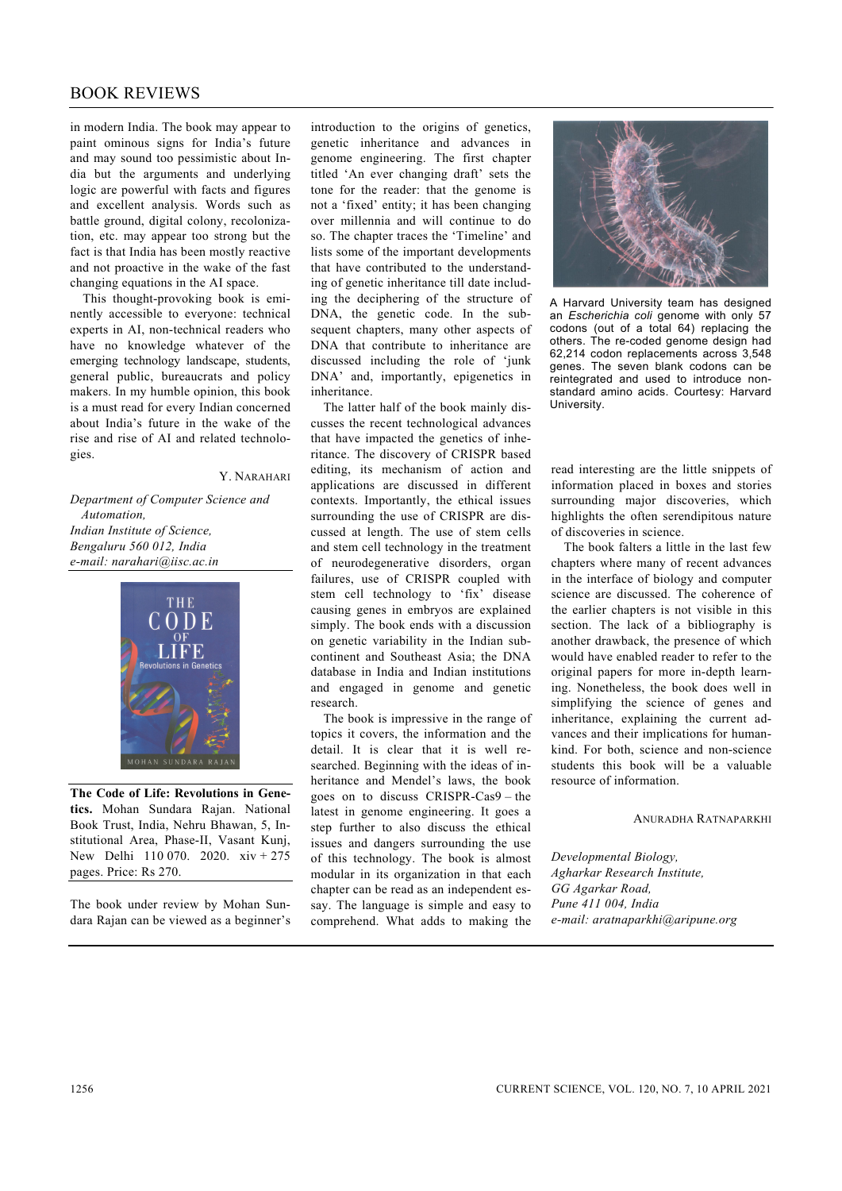in modern India. The book may appear to paint ominous signs for India's future and may sound too pessimistic about India but the arguments and underlying logic are powerful with facts and figures and excellent analysis. Words such as battle ground, digital colony, recolonization, etc. may appear too strong but the fact is that India has been mostly reactive and not proactive in the wake of the fast changing equations in the AI space.

This thought-provoking book is eminently accessible to everyone: technical experts in AI, non-technical readers who have no knowledge whatever of the emerging technology landscape, students, general public, bureaucrats and policy makers. In my humble opinion, this book is a must read for every Indian concerned about India's future in the wake of the rise and rise of AI and related technologies.

Y. NARAHARI

*Department of Computer Science and Automation,*
*Indian Institute of Science,*
*Bengaluru 560 012, India*
*e-mail: narahari@iisc.ac.in*

**The Code of Life: Revolutions in Genetics.** Mohan Sundara Rajan. National Book Trust, India, Nehru Bhawan, 5, Institutional Area, Phase-II, Vasant Kunj, New Delhi 110 070. 2020. xiv + 275 pages. Price: Rs 270.

The book under review by Mohan Sundara Rajan can be viewed as a beginner's introduction to the origins of genetics, genetic inheritance and advances in genome engineering. The first chapter titled 'An ever changing draft' sets the tone for the reader: that the genome is not a 'fixed' entity; it has been changing over millennia and will continue to do so. The chapter traces the 'Timeline' and lists some of the important developments that have contributed to the understanding of genetic inheritance till date including the deciphering of the structure of DNA, the genetic code. In the subsequent chapters, many other aspects of DNA that contribute to inheritance are discussed including the role of 'junk DNA' and, importantly, epigenetics in inheritance.

The latter half of the book mainly discusses the recent technological advances that have impacted the genetics of inheritance. The discovery of CRISPR based editing, its mechanism of action and applications are discussed in different contexts. Importantly, the ethical issues surrounding the use of CRISPR are discussed at length. The use of stem cells and stem cell technology in the treatment of neurodegenerative disorders, organ failures, use of CRISPR coupled with stem cell technology to 'fix' disease causing genes in embryos are explained simply. The book ends with a discussion on genetic variability in the Indian subcontinent and Southeast Asia; the DNA database in India and Indian institutions and engaged in genome and genetic research.

The book is impressive in the range of topics it covers, the information and the detail. It is clear that it is well researched. Beginning with the ideas of inheritance and Mendel's laws, the book goes on to discuss CRISPR-Cas9 – the latest in genome engineering. It goes a step further to also discuss the ethical issues and dangers surrounding the use of this technology. The book is almost modular in its organization in that each chapter can be read as an independent essay. The language is simple and easy to comprehend. What adds to making the read interesting are the little snippets of information placed in boxes and stories surrounding major discoveries, which highlights the often serendipitous nature of discoveries in science.

A Harvard University team has designed an *Escherichia coli* genome with only 57 codons (out of a total 64) replacing the others. The re-coded genome design had 62,214 codon replacements across 3,548 genes. The seven blank codons can be reintegrated and used to introduce non-standard amino acids. Courtesy: Harvard University.

The book falters a little in the last few chapters where many of recent advances in the interface of biology and computer science are discussed. The coherence of the earlier chapters is not visible in this section. The lack of a bibliography is another drawback, the presence of which would have enabled reader to refer to the original papers for more in-depth learning. Nonetheless, the book does well in simplifying the science of genes and inheritance, explaining the current advances and their implications for humankind. For both, science and non-science students this book will be a valuable resource of information.

ANURADHA RATNAPARKHI

*Developmental Biology,*
*Agharkar Research Institute,*
*GG Agarkar Road,*
*Pune 411 004, India*
*e-mail: aratnaparkhi@aripune.org*